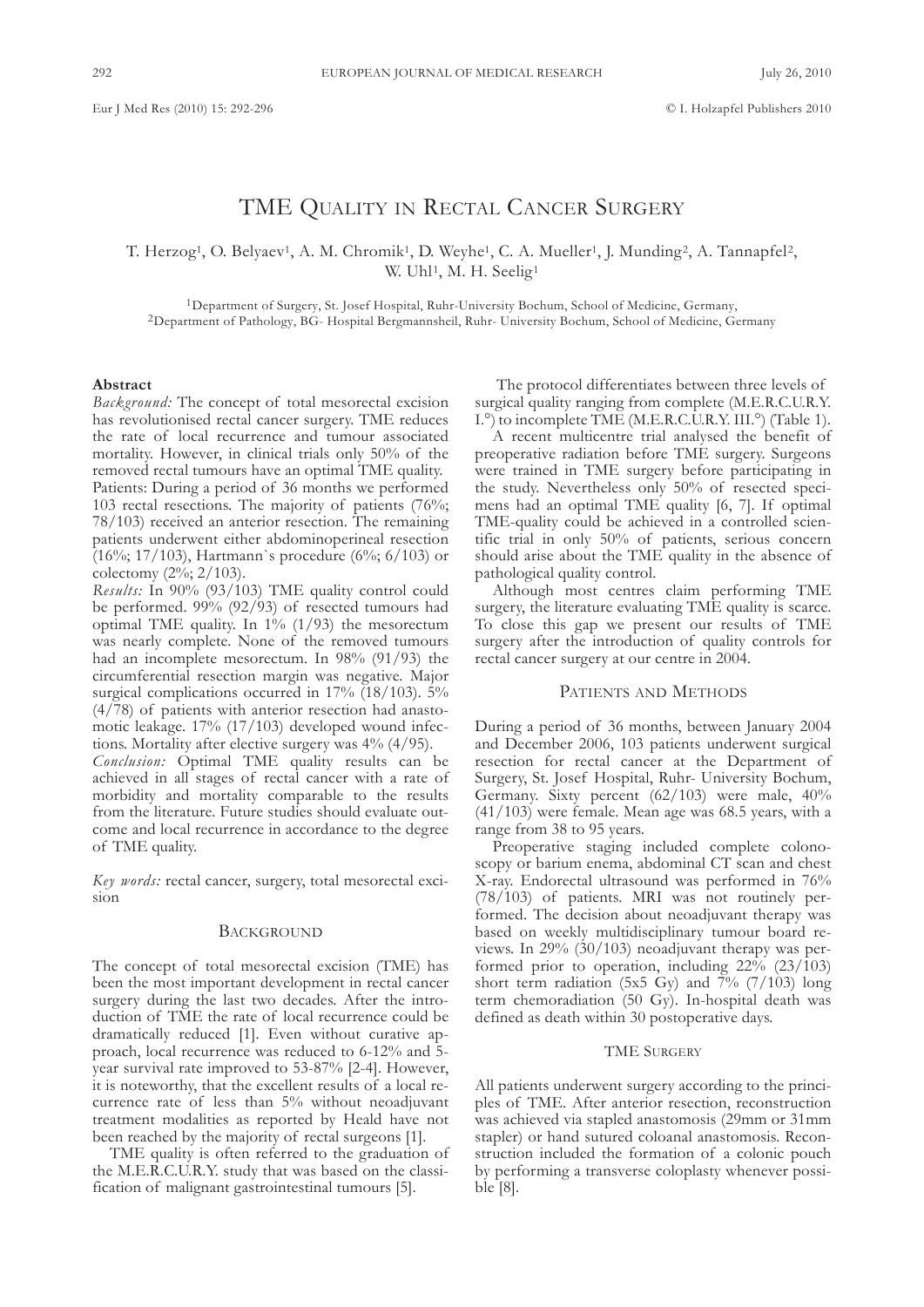# TME Quality in Rectal Cancer Surgery

T. Herzog[1], O. Belyaev[1], A. M. Chromik[1], D. Weyhe[1], C. A. Mueller[1], J. Munding[2], A. Tannapfel[2], W. Uhl[1], M. H. Seelig[1]

[1]Department of Surgery, St. Josef Hospital, Ruhr-University Bochum, School of Medicine, Germany,
[2]Department of Pathology, BG- Hospital Bergmannsheil, Ruhr- University Bochum, School of Medicine, Germany

## Abstract

*Background:* The concept of total mesorectal excision has revolutionised rectal cancer surgery. TME reduces the rate of local recurrence and tumour associated mortality. However, in clinical trials only 50% of the removed rectal tumours have an optimal TME quality.
Patients: During a period of 36 months we performed 103 rectal resections. The majority of patients (76%; 78/103) received an anterior resection. The remaining patients underwent either abdominoperineal resection (16%; 17/103), Hartmann`s procedure (6%; 6/103) or colectomy (2%; 2/103).
*Results:* In 90% (93/103) TME quality control could be performed. 99% (92/93) of resected tumours had optimal TME quality. In 1% (1/93) the mesorectum was nearly complete. None of the removed tumours had an incomplete mesorectum. In 98% (91/93) the circumferential resection margin was negative. Major surgical complications occurred in 17% (18/103). 5% (4/78) of patients with anterior resection had anastomotic leakage. 17% (17/103) developed wound infections. Mortality after elective surgery was 4% (4/95).
*Conclusion:* Optimal TME quality results can be achieved in all stages of rectal cancer with a rate of morbidity and mortality comparable to the results from the literature. Future studies should evaluate outcome and local recurrence in accordance to the degree of TME quality.

*Key words:* rectal cancer, surgery, total mesorectal excision

## Background

The concept of total mesorectal excision (TME) has been the most important development in rectal cancer surgery during the last two decades. After the introduction of TME the rate of local recurrence could be dramatically reduced [1]. Even without curative approach, local recurrence was reduced to 6-12% and 5-year survival rate improved to 53-87% [2-4]. However, it is noteworthy, that the excellent results of a local recurrence rate of less than 5% without neoadjuvant treatment modalities as reported by Heald have not been reached by the majority of rectal surgeons [1].

TME quality is often referred to the graduation of the M.E.R.C.U.R.Y. study that was based on the classification of malignant gastrointestinal tumours [5].

The protocol differentiates between three levels of surgical quality ranging from complete (M.E.R.C.U.R.Y. I.°) to incomplete TME (M.E.R.C.U.R.Y. III.°) (Table 1).

A recent multicentre trial analysed the benefit of preoperative radiation before TME surgery. Surgeons were trained in TME surgery before participating in the study. Nevertheless only 50% of resected specimens had an optimal TME quality [6, 7]. If optimal TME-quality could be achieved in a controlled scientific trial in only 50% of patients, serious concern should arise about the TME quality in the absence of pathological quality control.

Although most centres claim performing TME surgery, the literature evaluating TME quality is scarce. To close this gap we present our results of TME surgery after the introduction of quality controls for rectal cancer surgery at our centre in 2004.

## Patients and Methods

During a period of 36 months, between January 2004 and December 2006, 103 patients underwent surgical resection for rectal cancer at the Department of Surgery, St. Josef Hospital, Ruhr- University Bochum, Germany. Sixty percent (62/103) were male, 40% (41/103) were female. Mean age was 68.5 years, with a range from 38 to 95 years.

Preoperative staging included complete colonoscopy or barium enema, abdominal CT scan and chest X-ray. Endorectal ultrasound was performed in 76% (78/103) of patients. MRI was not routinely performed. The decision about neoadjuvant therapy was based on weekly multidisciplinary tumour board reviews. In 29% (30/103) neoadjuvant therapy was performed prior to operation, including 22% (23/103) short term radiation (5x5 Gy) and 7% (7/103) long term chemoradiation (50 Gy). In-hospital death was defined as death within 30 postoperative days.

### TME Surgery

All patients underwent surgery according to the principles of TME. After anterior resection, reconstruction was achieved via stapled anastomosis (29mm or 31mm stapler) or hand sutured coloanal anastomosis. Reconstruction included the formation of a colonic pouch by performing a transverse coloplasty whenever possible [8].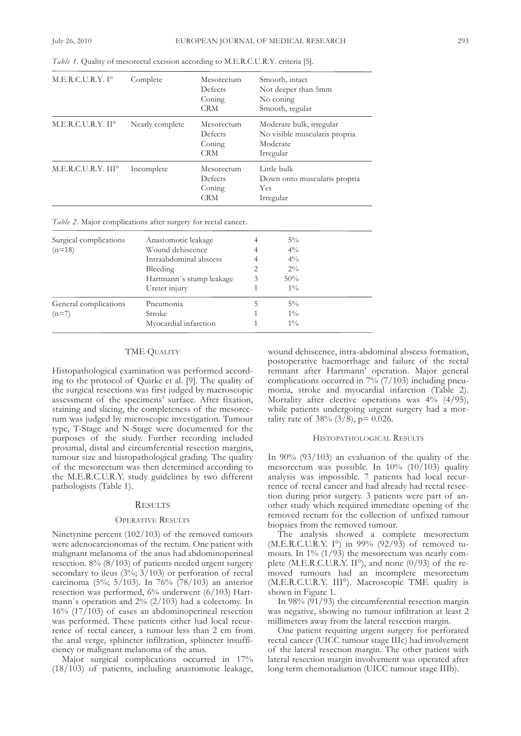*Table 1.* Quality of mesorectal excision according to M.E.R.C.U.R.Y. criteria [5].

| | | | |
|---|---|---|---|
| M.E.R.C.U.R.Y. I° | Complete | Mesorectum<br>Defects<br>Coning<br>CRM | Smooth, intact<br>Not deeper than 5mm<br>No coning<br>Smooth, regular |
| M.E.R.C.U.R.Y. II° | Nearly complete | Mesorectum<br>Defects<br>Coning<br>CRM | Moderate bulk, irregular<br>No visible muscularis propria<br>Moderate<br>Irregular |
| M.E.R.C.U.R.Y. III° | Incomplete | Mesorectum<br>Defects<br>Coning<br>CRM | Little bulk<br>Down onto muscularis propria<br>Yes<br>Irregular |

*Table 2.* Major complications after surgery for rectal cancer.

| | | | |
|---|---|---|---|
| Surgical complications (n=18) | Anastomotic leakage | 4 | 5% |
| | Wound dehiscence | 4 | 4% |
| | Intraabdominal abscess | 4 | 4% |
| | Bleeding | 2 | 2% |
| | Hartmann`s stump leakage | 3 | 50% |
| | Ureter injury | 1 | 1% |
| General complications (n=7) | Pneumonia | 5 | 5% |
| | Stroke | 1 | 1% |
| | Myocardial infarction | 1 | 1% |

## TME Quality

Histopathological examination was performed according to the protocol of Quirke et al. [9]. The quality of the surgical resections was first judged by macroscopic assessment of the specimens' surface. After fixation, staining and slicing, the completeness of the mesorectum was judged by microscopic investigation. Tumour type, T-Stage and N-Stage were documented for the purposes of the study. Further recording included proximal, distal and circumferential resection margins, tumour size and histopathological grading. The quality of the mesorectum was then determined according to the M.E.R.C.U.R.Y. study guidelines by two different pathologists (Table 1).

## Results

### Operative Results

Ninetynine percent (102/103) of the removed tumours were adenocarcionomas of the rectum. One patient with malignant melanoma of the anus had abdominoperineal resection. 8% (8/103) of patients needed urgent surgery secondary to ileus (3%; 3/103) or perforation of rectal carcinoma (5%; 5/103). In 76% (78/103) an anterior resection was performed, 6% underwent (6/103) Hartmann`s operation and 2% (2/103) had a colectomy. In 16% (17/103) of cases an abdominoperineal resection was performed. These patients either had local recurrence of rectal cancer, a tumour less than 2 cm from the anal verge, sphincter infiltration, sphincter insufficiency or malignant melanoma of the anus.

Major surgical complications occurred in 17% (18/103) of patients, including anastomotic leakage, wound dehiscence, intra-abdominal abscess formation, postoperative haemorrhage and failure of the rectal remnant after Hartmann' operation. Major general complications occurred in 7% (7/103) including pneumonia, stroke and myocardial infarction (Table 2). Mortality after elective operations was 4% (4/95), while patients undergoing urgent surgery had a mortality rate of 38% (3/8), $p= 0.026$.

### Histopathological Results

In 90% (93/103) an evaluation of the quality of the mesorectum was possible. In 10% (10/103) quality analysis was impossible. 7 patients had local recurrence of rectal cancer and had already had rectal resection during prior surgery. 3 patients were part of another study which required immediate opening of the removed rectum for the collection of unfixed tumour biopsies from the removed tumour.

The analysis showed a complete mesorectum (M.E.R.C.U.R.Y. I°) in 99% (92/93) of removed tumours. In 1% (1/93) the mesorectum was nearly complete (M.E.R.C.U.R.Y. II°), and none (0/93) of the removed tumours had an incomplete mesorectum (M.E.R.C.U.R.Y. III°). Macroscopic TME quality is shown in Figure 1.

In 98% (91/93) the circumferential resection margin was negative, showing no tumour infiltration at least 2 millimeters away from the lateral resection margin.

One patient requiring urgent surgery for perforated rectal cancer (UICC tumour stage IIIc) had involvement of the lateral resection margin. The other patient with lateral resection margin involvement was operated after long term chemoradiation (UICC tumour stage IIIb).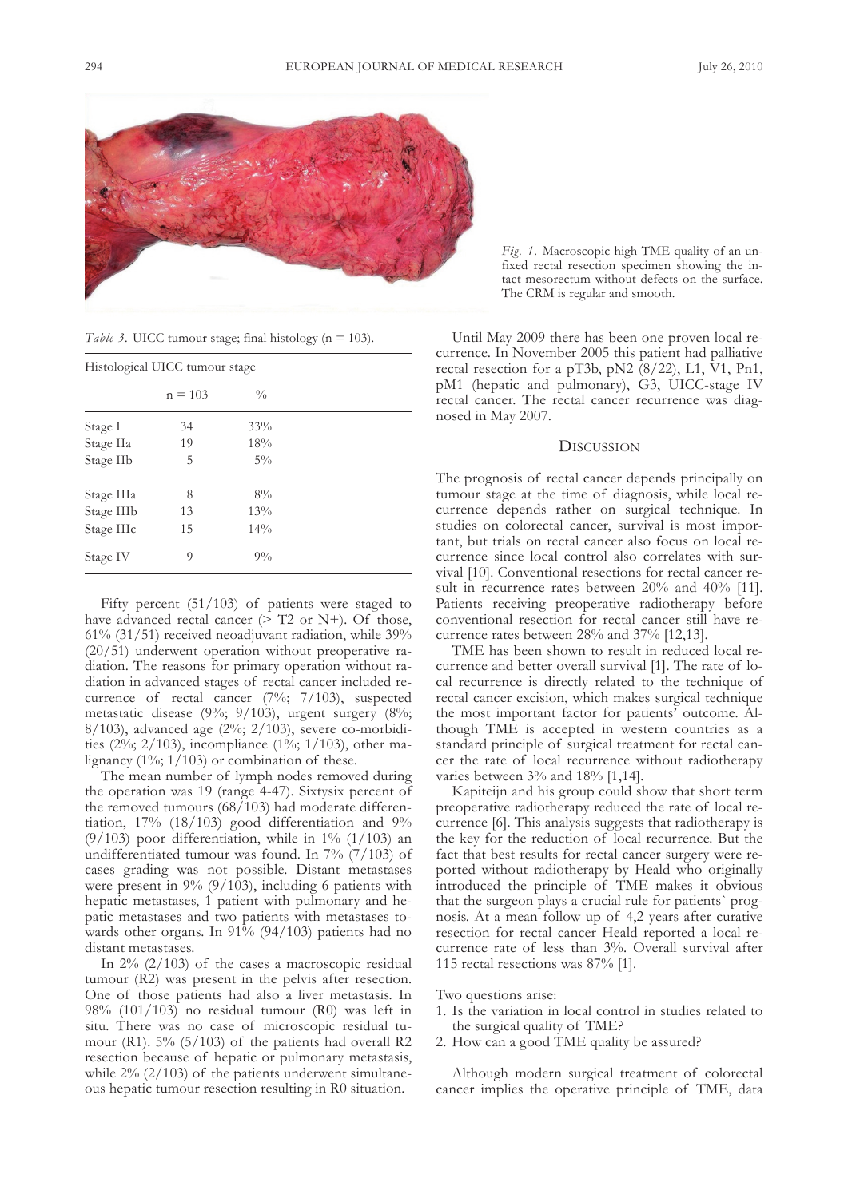*Fig. 1.* Macroscopic high TME quality of an unfixed rectal resection specimen showing the intact mesorectum without defects on the surface. The CRM is regular and smooth.

*Table 3.* UICC tumour stage; final histology (n = 103).

| Histological UICC tumour stage | | |
|---|---|---|
| | n = 103 | % |
| Stage I | 34 | 33% |
| Stage IIa | 19 | 18% |
| Stage IIb | 5 | 5% |
| Stage IIIa | 8 | 8% |
| Stage IIIb | 13 | 13% |
| Stage IIIc | 15 | 14% |
| Stage IV | 9 | 9% |

Fifty percent (51/103) of patients were staged to have advanced rectal cancer (> T2 or N+). Of those, 61% (31/51) received neoadjuvant radiation, while 39% (20/51) underwent operation without preoperative radiation. The reasons for primary operation without radiation in advanced stages of rectal cancer included recurrence of rectal cancer (7%; 7/103), suspected metastatic disease (9%; 9/103), urgent surgery (8%; 8/103), advanced age (2%; 2/103), severe co-morbidities (2%; 2/103), incompliance (1%; 1/103), other malignancy (1%; 1/103) or combination of these.

The mean number of lymph nodes removed during the operation was 19 (range 4-47). Sixtysix percent of the removed tumours (68/103) had moderate differentiation, 17% (18/103) good differentiation and 9% (9/103) poor differentiation, while in 1% (1/103) an undifferentiated tumour was found. In 7% (7/103) of cases grading was not possible. Distant metastases were present in 9% (9/103), including 6 patients with hepatic metastases, 1 patient with pulmonary and hepatic metastases and two patients with metastases towards other organs. In 91% (94/103) patients had no distant metastases.

In 2% (2/103) of the cases a macroscopic residual tumour (R2) was present in the pelvis after resection. One of those patients had also a liver metastasis. In 98% (101/103) no residual tumour (R0) was left in situ. There was no case of microscopic residual tumour (R1). 5% (5/103) of the patients had overall R2 resection because of hepatic or pulmonary metastasis, while 2% (2/103) of the patients underwent simultaneous hepatic tumour resection resulting in R0 situation.

Until May 2009 there has been one proven local recurrence. In November 2005 this patient had palliative rectal resection for a pT3b, pN2 (8/22), L1, V1, Pn1, pM1 (hepatic and pulmonary), G3, UICC-stage IV rectal cancer. The rectal cancer recurrence was diagnosed in May 2007.

## Discussion

The prognosis of rectal cancer depends principally on tumour stage at the time of diagnosis, while local recurrence depends rather on surgical technique. In studies on colorectal cancer, survival is most important, but trials on rectal cancer also focus on local recurrence since local control also correlates with survival [10]. Conventional resections for rectal cancer result in recurrence rates between 20% and 40% [11]. Patients receiving preoperative radiotherapy before conventional resection for rectal cancer still have recurrence rates between 28% and 37% [12,13].

TME has been shown to result in reduced local recurrence and better overall survival [1]. The rate of local recurrence is directly related to the technique of rectal cancer excision, which makes surgical technique the most important factor for patients' outcome. Although TME is accepted in western countries as a standard principle of surgical treatment for rectal cancer the rate of local recurrence without radiotherapy varies between 3% and 18% [1,14].

Kapiteijn and his group could show that short term preoperative radiotherapy reduced the rate of local recurrence [6]. This analysis suggests that radiotherapy is the key for the reduction of local recurrence. But the fact that best results for rectal cancer surgery were reported without radiotherapy by Heald who originally introduced the principle of TME makes it obvious that the surgeon plays a crucial rule for patients` prognosis. At a mean follow up of 4,2 years after curative resection for rectal cancer Heald reported a local recurrence rate of less than 3%. Overall survival after 115 rectal resections was 87% [1].

Two questions arise:

1. Is the variation in local control in studies related to the surgical quality of TME?
2. How can a good TME quality be assured?

Although modern surgical treatment of colorectal cancer implies the operative principle of TME, data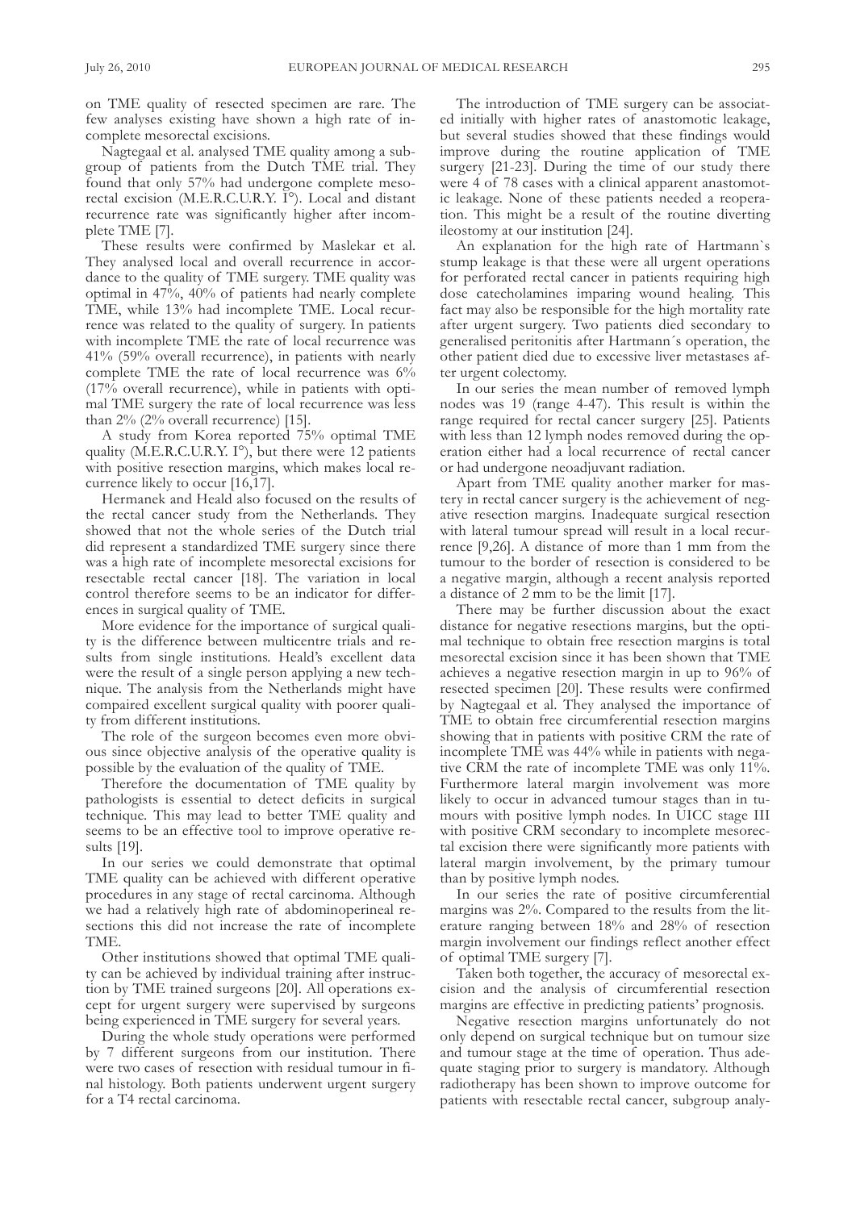on TME quality of resected specimen are rare. The few analyses existing have shown a high rate of incomplete mesorectal excisions.

Nagtegaal et al. analysed TME quality among a subgroup of patients from the Dutch TME trial. They found that only 57% had undergone complete mesorectal excision (M.E.R.C.U.R.Y. I°). Local and distant recurrence rate was significantly higher after incomplete TME [7].

These results were confirmed by Maslekar et al. They analysed local and overall recurrence in accordance to the quality of TME surgery. TME quality was optimal in 47%, 40% of patients had nearly complete TME, while 13% had incomplete TME. Local recurrence was related to the quality of surgery. In patients with incomplete TME the rate of local recurrence was 41% (59% overall recurrence), in patients with nearly complete TME the rate of local recurrence was 6% (17% overall recurrence), while in patients with optimal TME surgery the rate of local recurrence was less than 2% (2% overall recurrence) [15].

A study from Korea reported 75% optimal TME quality (M.E.R.C.U.R.Y. I°), but there were 12 patients with positive resection margins, which makes local recurrence likely to occur [16,17].

Hermanek and Heald also focused on the results of the rectal cancer study from the Netherlands. They showed that not the whole series of the Dutch trial did represent a standardized TME surgery since there was a high rate of incomplete mesorectal excisions for resectable rectal cancer [18]. The variation in local control therefore seems to be an indicator for differences in surgical quality of TME.

More evidence for the importance of surgical quality is the difference between multicentre trials and results from single institutions. Heald's excellent data were the result of a single person applying a new technique. The analysis from the Netherlands might have compaired excellent surgical quality with poorer quality from different institutions.

The role of the surgeon becomes even more obvious since objective analysis of the operative quality is possible by the evaluation of the quality of TME.

Therefore the documentation of TME quality by pathologists is essential to detect deficits in surgical technique. This may lead to better TME quality and seems to be an effective tool to improve operative results [19].

In our series we could demonstrate that optimal TME quality can be achieved with different operative procedures in any stage of rectal carcinoma. Although we had a relatively high rate of abdominoperineal resections this did not increase the rate of incomplete TME.

Other institutions showed that optimal TME quality can be achieved by individual training after instruction by TME trained surgeons [20]. All operations except for urgent surgery were supervised by surgeons being experienced in TME surgery for several years.

During the whole study operations were performed by 7 different surgeons from our institution. There were two cases of resection with residual tumour in final histology. Both patients underwent urgent surgery for a T4 rectal carcinoma.

The introduction of TME surgery can be associated initially with higher rates of anastomotic leakage, but several studies showed that these findings would improve during the routine application of TME surgery [21-23]. During the time of our study there were 4 of 78 cases with a clinical apparent anastomotic leakage. None of these patients needed a reoperation. This might be a result of the routine diverting ileostomy at our institution [24].

An explanation for the high rate of Hartmann`s stump leakage is that these were all urgent operations for perforated rectal cancer in patients requiring high dose catecholamines imparing wound healing. This fact may also be responsible for the high mortality rate after urgent surgery. Two patients died secondary to generalised peritonitis after Hartmann´s operation, the other patient died due to excessive liver metastases after urgent colectomy.

In our series the mean number of removed lymph nodes was 19 (range 4-47). This result is within the range required for rectal cancer surgery [25]. Patients with less than 12 lymph nodes removed during the operation either had a local recurrence of rectal cancer or had undergone neoadjuvant radiation.

Apart from TME quality another marker for mastery in rectal cancer surgery is the achievement of negative resection margins. Inadequate surgical resection with lateral tumour spread will result in a local recurrence [9,26]. A distance of more than 1 mm from the tumour to the border of resection is considered to be a negative margin, although a recent analysis reported a distance of 2 mm to be the limit [17].

There may be further discussion about the exact distance for negative resections margins, but the optimal technique to obtain free resection margins is total mesorectal excision since it has been shown that TME achieves a negative resection margin in up to 96% of resected specimen [20]. These results were confirmed by Nagtegaal et al. They analysed the importance of TME to obtain free circumferential resection margins showing that in patients with positive CRM the rate of incomplete TME was 44% while in patients with negative CRM the rate of incomplete TME was only 11%. Furthermore lateral margin involvement was more likely to occur in advanced tumour stages than in tumours with positive lymph nodes. In UICC stage III with positive CRM secondary to incomplete mesorectal excision there were significantly more patients with lateral margin involvement, by the primary tumour than by positive lymph nodes.

In our series the rate of positive circumferential margins was 2%. Compared to the results from the literature ranging between 18% and 28% of resection margin involvement our findings reflect another effect of optimal TME surgery [7].

Taken both together, the accuracy of mesorectal excision and the analysis of circumferential resection margins are effective in predicting patients' prognosis.

Negative resection margins unfortunately do not only depend on surgical technique but on tumour size and tumour stage at the time of operation. Thus adequate staging prior to surgery is mandatory. Although radiotherapy has been shown to improve outcome for patients with resectable rectal cancer, subgroup analy-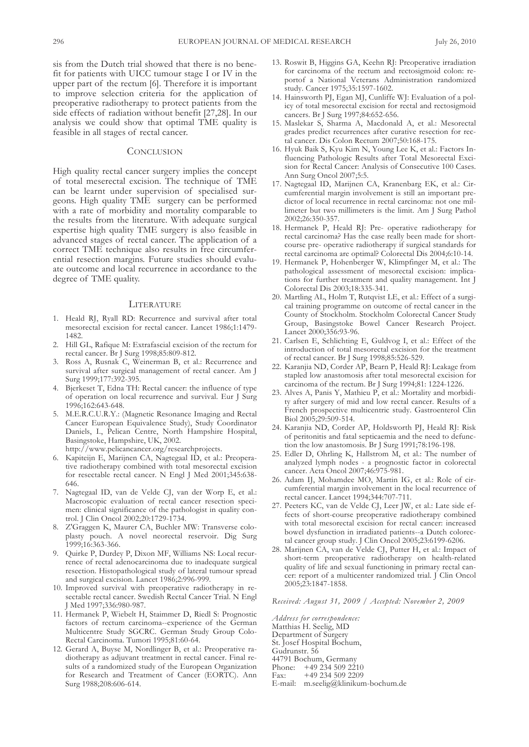sis from the Dutch trial showed that there is no benefit for patients with UICC tumour stage I or IV in the upper part of the rectum [6]. Therefore it is important to improve selection criteria for the application of preoperative radiotherapy to protect patients from the side effects of radiation without benefit [27,28]. In our analysis we could show that optimal TME quality is feasible in all stages of rectal cancer.

## Conclusion

High quality rectal cancer surgery implies the concept of total meserectal excision. The technique of TME can be learnt under supervision of specialised surgeons. High quality TME surgery can be performed with a rate of morbidity and mortality comparable to the results from the literature. With adequate surgical expertise high quality TME surgery is also feasible in advanced stages of rectal cancer. The application of a correct TME technique also results in free circumferential resection margins. Future studies should evaluate outcome and local recurrence in accordance to the degree of TME quality.

## Literature

1. Heald RJ, Ryall RD: Recurrence and survival after total mesorectal excision for rectal cancer. Lancet 1986;1:1479-1482.
2. Hill GL, Rafique M: Extrafascial excision of the rectum for rectal cancer. Br J Surg 1998;85:809-812.
3. Ross A, Rusnak C, Weinerman B, et al.: Recurrence and survival after surgical management of rectal cancer. Am J Surg 1999;177:392-395.
4. Bjerkeset T, Edna TH: Rectal cancer: the influence of type of operation on local recurrence and survival. Eur J Surg 1996;162:643-648.
5. M.E.R.C.U.R.Y.: (Magnetic Resonance Imaging and Rectal Cancer European Equivalence Study), Study Coordinator Daniels, I., Pelican Centre, North Hampshire Hospital, Basingstoke, Hampshire, UK, 2002. http://www.pelicancancer.org/researchprojects.
6. Kapiteijn E, Marijnen CA, Nagtegaal ID, et al.: Preoperative radiotherapy combined with total mesorectal excision for resectable rectal cancer. N Engl J Med 2001;345:638-646.
7. Nagtegaal ID, van de Velde CJ, van der Worp E, et al.: Macroscopic evaluation of rectal cancer resection specimen: clinical significance of the pathologist in quality control. J Clin Oncol 2002;20:1729-1734.
8. Z'Graggen K, Maurer CA, Buchler MW: Transverse coloplasty pouch. A novel neorectal reservoir. Dig Surg 1999;16:363-366.
9. Quirke P, Durdey P, Dixon MF, Williams NS: Local recurrence of rectal adenocarcinoma due to inadequate surgical resection. Histopathological study of lateral tumour spread and surgical excision. Lancet 1986;2:996-999.
10. Improved survival with preoperative radiotherapy in resectable rectal cancer. Swedish Rectal Cancer Trial. N Engl J Med 1997;336:980-987.
11. Hermanek P, Wiebelt H, Staimmer D, Riedl S: Prognostic factors of rectum carcinoma--experience of the German Multicentre Study SGCRC. German Study Group Colo-Rectal Carcinoma. Tumori 1995;81:60-64.
12. Gerard A, Buyse M, Nordlinger B, et al.: Preoperative radiotherapy as adjuvant treatment in rectal cancer. Final results of a randomized study of the European Organization for Research and Treatment of Cancer (EORTC). Ann Surg 1988;208:606-614.
13. Roswit B, Higgins GA, Keehn RJ: Preoperative irradiation for carcinoma of the rectum and rectosigmoid colon: reportof a National Veterans Administration randomized study. Cancer 1975;35:1597-1602.
14. Hainsworth PJ, Egan MJ, Cunliffe WJ: Evaluation of a policy of total mesorectal excision for rectal and rectosigmoid cancers. Br J Surg 1997;84:652-656.
15. Maslekar S, Sharma A, Macdonald A, et al.: Mesorectal grades predict recurrences after curative resection for rectal cancer. Dis Colon Rectum 2007;50:168-175.
16. Hyuk Baik S, Kyu Kim N, Young Lee K, et al.: Factors Influencing Pathologic Results after Total Mesorectal Excision for Rectal Cancer: Analysis of Consecutive 100 Cases. Ann Surg Oncol 2007;5:5.
17. Nagtegaal ID, Marijnen CA, Kranenbarg EK, et al.: Circumferential margin involvement is still an important predictor of local recurrence in rectal carcinoma: not one millimeter but two millimeters is the limit. Am J Surg Pathol 2002;26:350-357.
18. Hermanek P, Heald RJ: Pre- operative radiotherapy for rectal carcinoma? Has the case really been made for short-course pre- operative radiotherapy if surgical standards for rectal carcinoma are optimal? Colorectal Dis 2004;6:10-14.
19. Hermanek P, Hohenberger W, Klimpfinger M, et al.: The pathological assessment of mesorectal excision: implications for further treatment and quality management. Int J Colorectal Dis 2003;18:335-341.
20. Martling AL, Holm T, Rutqvist LE, et al.: Effect of a surgical training programme on outcome of rectal cancer in the County of Stockholm. Stockholm Colorectal Cancer Study Group, Basingstoke Bowel Cancer Research Project. Lancet 2000;356:93-96.
21. Carlsen E, Schlichting E, Guldvog I, et al.: Effect of the introduction of total mesorectal excision for the treatment of rectal cancer. Br J Surg 1998;85:526-529.
22. Karanjia ND, Corder AP, Bearn P, Heald RJ: Leakage from stapled low anastomosis after total mesorectal excision for carcinoma of the rectum. Br J Surg 1994;81: 1224-1226.
23. Alves A, Panis Y, Mathieu P, et al.: Mortality and morbidity after surgery of mid and low rectal cancer. Results of a French prospective multicentric study. Gastroenterol Clin Biol 2005;29:509-514.
24. Karanjia ND, Corder AP, Holdsworth PJ, Heald RJ: Risk of peritonitis and fatal septicaemia and the need to defunction the low anastomosis. Br J Surg 1991;78:196-198.
25. Edler D, Ohrling K, Hallstrom M, et al.: The number of analyzed lymph nodes - a prognostic factor in colorectal cancer. Acta Oncol 2007;46:975-981.
26. Adam IJ, Mohamdee MO, Martin IG, et al.: Role of circumferential margin involvement in the local recurrence of rectal cancer. Lancet 1994;344:707-711.
27. Peeters KC, van de Velde CJ, Leer JW, et al.: Late side effects of short-course preoperative radiotherapy combined with total mesorectal excision for rectal cancer: increased bowel dysfunction in irradiated patients--a Dutch colorectal cancer group study. J Clin Oncol 2005;23:6199-6206.
28. Marijnen CA, van de Velde CJ, Putter H, et al.: Impact of short-term preoperative radiotherapy on health-related quality of life and sexual functioning in primary rectal cancer: report of a multicenter randomized trial. J Clin Oncol 2005;23:1847-1858.

*Received: August 31, 2009 / Accepted: November 2, 2009*

*Address for correspondence:*
Matthias H. Seelig, MD
Department of Surgery
St. Josef Hospital Bochum,
Gudrunstr. 56
44791 Bochum, Germany
Phone: +49 234 509 2210
Fax: +49 234 509 2209
E-mail: m.seelig@klinikum-bochum.de